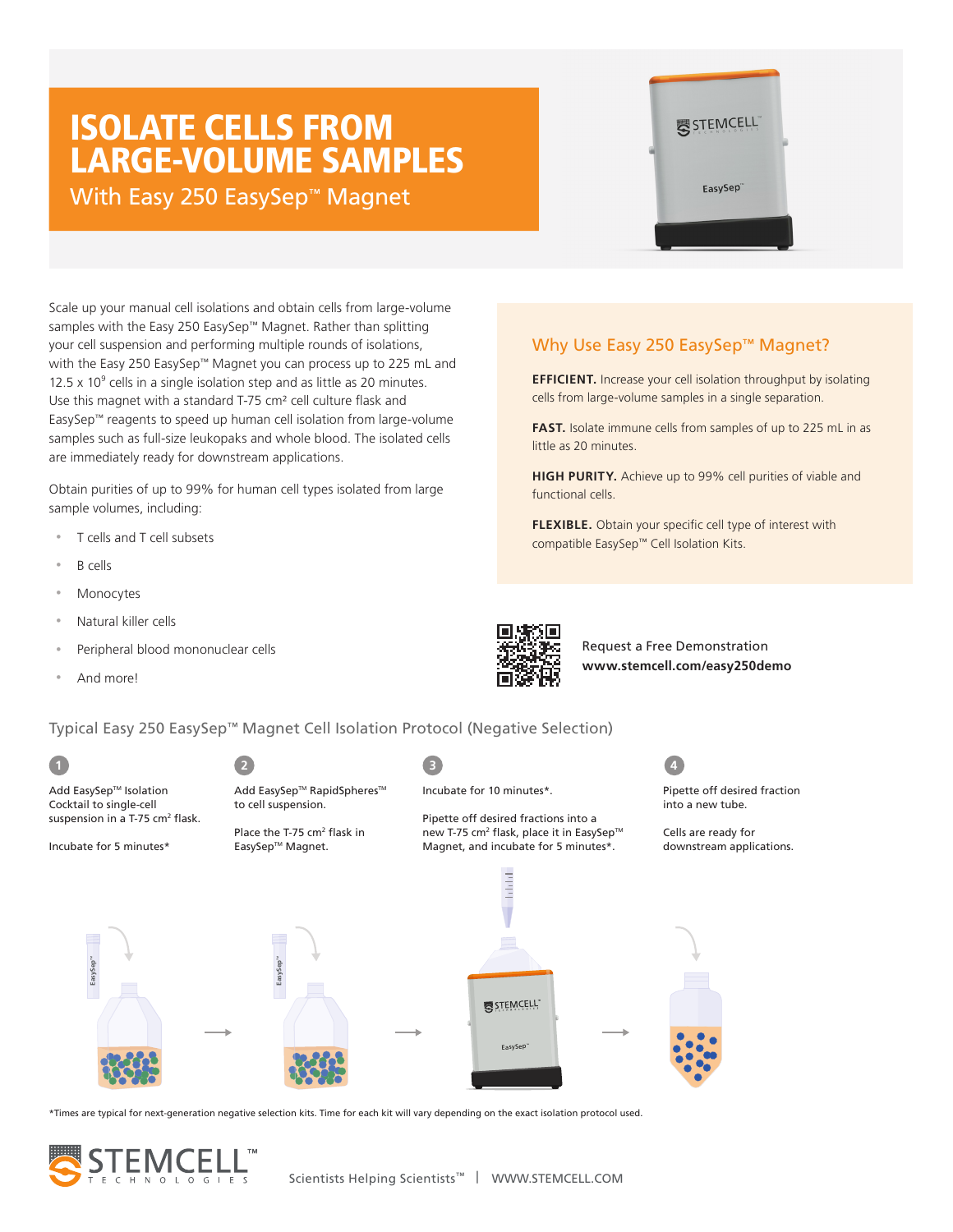# ISOLATE CELLS FROM LARGE-VOLUME SAMPLES

## With Easy 250 EasySep™ Magnet

Scale up your manual cell isolations and obtain cells from large-volume samples with the Easy 250 EasySep™ Magnet. Rather than splitting your cell suspension and performing multiple rounds of isolations, with the Easy 250 EasySep™ Magnet you can process up to 225 mL and $12.5 \times 10^9$ cells in a single isolation step and as little as 20 minutes. Use this magnet with a standard T-75 cm² cell culture flask and EasySep™ reagents to speed up human cell isolation from large-volume samples such as full-size leukopaks and whole blood. The isolated cells are immediately ready for downstream applications.

Obtain purities of up to 99% for human cell types isolated from large sample volumes, including:

- T cells and T cell subsets
- B cells
- Monocytes
- Natural killer cells
- Peripheral blood mononuclear cells
- And more!

### Why Use Easy 250 EasySep™ Magnet?

**EFFICIENT.** Increase your cell isolation throughput by isolating cells from large-volume samples in a single separation.

**FAST.** Isolate immune cells from samples of up to 225 mL in as little as 20 minutes.

**HIGH PURITY.** Achieve up to 99% cell purities of viable and functional cells.

**FLEXIBLE.** Obtain your specific cell type of interest with compatible EasySep™ Cell Isolation Kits.

Request a Free Demonstration
**www.stemcell.com/easy250demo**

### Typical Easy 250 EasySep™ Magnet Cell Isolation Protocol (Negative Selection)

1. Add EasySep™ Isolation Cocktail to single-cell suspension in a T-75 cm² flask.

   Incubate for 5 minutes*

2. Add EasySep™ RapidSpheres™ to cell suspension.

   Place the T-75 cm² flask in EasySep™ Magnet.

3. Incubate for 10 minutes*.

   Pipette off desired fractions into a new T-75 cm² flask, place it in EasySep™ Magnet, and incubate for 5 minutes*.

4. Pipette off desired fraction into a new tube.

   Cells are ready for downstream applications.

*Times are typical for next-generation negative selection kits. Time for each kit will vary depending on the exact isolation protocol used.

STEMCELL™ TECHNOLOGIES — Scientists Helping Scientists™ | WWW.STEMCELL.COM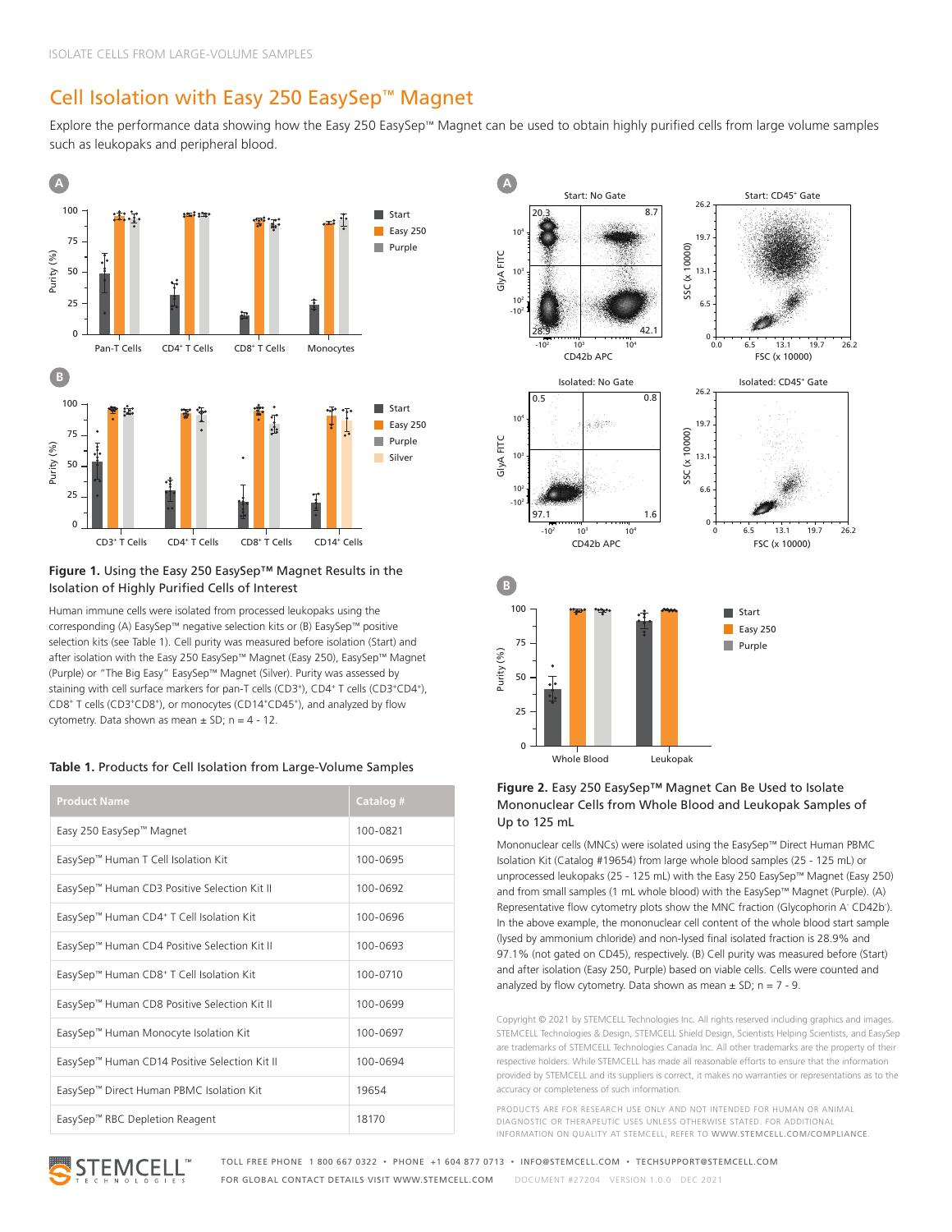ISOLATE CELLS FROM LARGE-VOLUME SAMPLES

# Cell Isolation with Easy 250 EasySep™ Magnet

Explore the performance data showing how the Easy 250 EasySep™ Magnet can be used to obtain highly purified cells from large volume samples such as leukopaks and peripheral blood.

A

Purity (%)
100
75
50
25
0
Pan-T Cells
CD4+ T Cells
CD8+ T Cells
Monocytes
Start
Easy 250
Purple

B

Purity (%)
100
75
50
25
0
CD3+ T Cells
CD4+ T Cells
CD8+ T Cells
CD14+ Cells
Start
Easy 250
Purple
Silver

**Figure 1.** Using the Easy 250 EasySep™ Magnet Results in the Isolation of Highly Purified Cells of Interest

Human immune cells were isolated from processed leukopaks using the corresponding (A) EasySep™ negative selection kits or (B) EasySep™ positive selection kits (see Table 1). Cell purity was measured before isolation (Start) and after isolation with the Easy 250 EasySep™ Magnet (Easy 250), EasySep™ Magnet (Purple) or "The Big Easy" EasySep™ Magnet (Silver). Purity was assessed by staining with cell surface markers for pan-T cells (CD3+), CD4+ T cells (CD3+CD4+), CD8+ T cells (CD3+CD8+), or monocytes (CD14+CD45+), and analyzed by flow cytometry. Data shown as mean ± SD; n = 4 - 12.

**Table 1.** Products for Cell Isolation from Large-Volume Samples

| Product Name | Catalog # |
|---|---|
| Easy 250 EasySep™ Magnet | 100-0821 |
| EasySep™ Human T Cell Isolation Kit | 100-0695 |
| EasySep™ Human CD3 Positive Selection Kit II | 100-0692 |
| EasySep™ Human CD4+ T Cell Isolation Kit | 100-0696 |
| EasySep™ Human CD4 Positive Selection Kit II | 100-0693 |
| EasySep™ Human CD8+ T Cell Isolation Kit | 100-0710 |
| EasySep™ Human CD8 Positive Selection Kit II | 100-0699 |
| EasySep™ Human Monocyte Isolation Kit | 100-0697 |
| EasySep™ Human CD14 Positive Selection Kit II | 100-0694 |
| EasySep™ Direct Human PBMC Isolation Kit | 19654 |
| EasySep™ RBC Depletion Reagent | 18170 |

A

Start: No Gate
20.3
8.7
28.9
42.1
GlyA FITC
CD42b APC

Start: CD45+ Gate
SSC (x 10000)
FSC (x 10000)

Isolated: No Gate
0.5
0.8
97.1
1.6
GlyA FITC
CD42b APC

Isolated: CD45+ Gate
SSC (x 10000)
FSC (x 10000)

B

Purity (%)
100
75
50
25
0
Whole Blood
Leukopak
Start
Easy 250
Purple

**Figure 2.** Easy 250 EasySep™ Magnet Can Be Used to Isolate Mononuclear Cells from Whole Blood and Leukopak Samples of Up to 125 mL

Mononuclear cells (MNCs) were isolated using the EasySep™ Direct Human PBMC Isolation Kit (Catalog #19654) from large whole blood samples (25 - 125 mL) or unprocessed leukopaks (25 - 125 mL) with the Easy 250 EasySep™ Magnet (Easy 250) and from small samples (1 mL whole blood) with the EasySep™ Magnet (Purple). (A) Representative flow cytometry plots show the MNC fraction (Glycophorin A- CD42b-). In the above example, the mononuclear cell content of the whole blood start sample (lysed by ammonium chloride) and non-lysed final isolated fraction is 28.9% and 97.1% (not gated on CD45), respectively. (B) Cell purity was measured before (Start) and after isolation (Easy 250, Purple) based on viable cells. Cells were counted and analyzed by flow cytometry. Data shown as mean ± SD; n = 7 - 9.

Copyright © 2021 by STEMCELL Technologies Inc. All rights reserved including graphics and images. STEMCELL Technologies & Design, STEMCELL Shield Design, Scientists Helping Scientists, and EasySep are trademarks of STEMCELL Technologies Canada Inc. All other trademarks are the property of their respective holders. While STEMCELL has made all reasonable efforts to ensure that the information provided by STEMCELL and its suppliers is correct, it makes no warranties or representations as to the accuracy or completeness of such information.

PRODUCTS ARE FOR RESEARCH USE ONLY AND NOT INTENDED FOR HUMAN OR ANIMAL DIAGNOSTIC OR THERAPEUTIC USES UNLESS OTHERWISE STATED. FOR ADDITIONAL INFORMATION ON QUALITY AT STEMCELL, REFER TO WWW.STEMCELL.COM/COMPLIANCE.

TOLL FREE PHONE 1 800 667 0322 • PHONE +1 604 877 0713 • INFO@STEMCELL.COM • TECHSUPPORT@STEMCELL.COM
FOR GLOBAL CONTACT DETAILS VISIT WWW.STEMCELL.COM DOCUMENT #27204 VERSION 1.0.0 DEC 2021